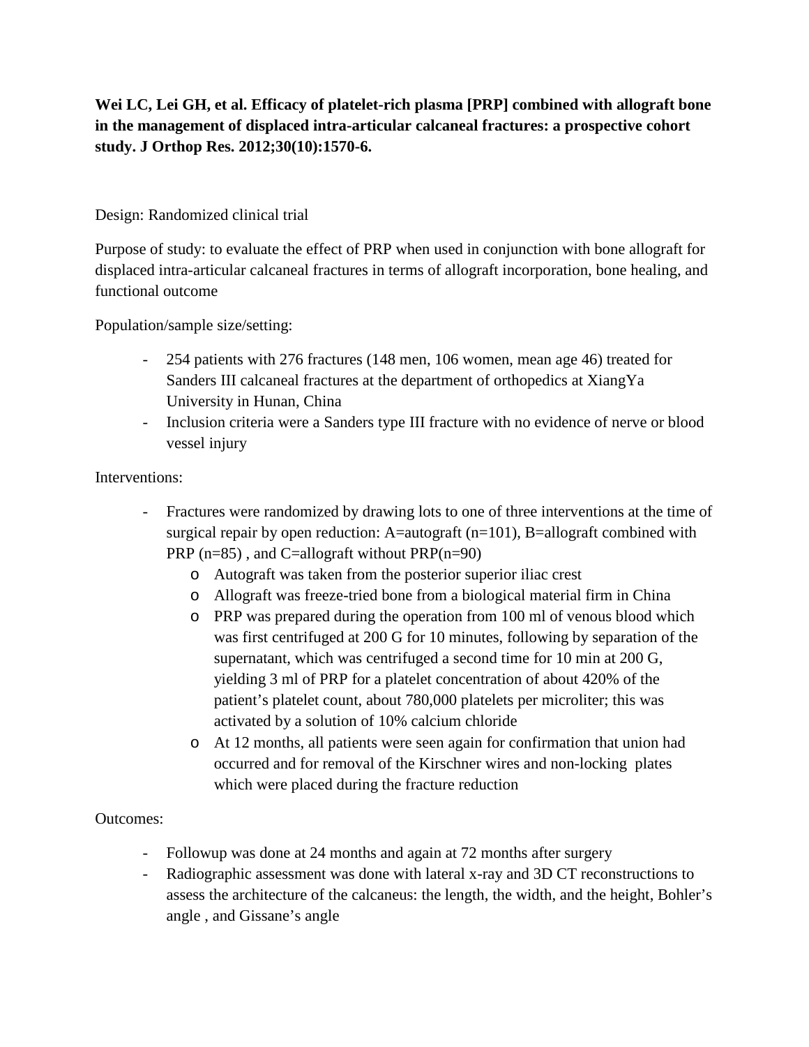**Wei LC, Lei GH, et al. Efficacy of platelet-rich plasma [PRP] combined with allograft bone in the management of displaced intra-articular calcaneal fractures: a prospective cohort study. J Orthop Res. 2012;30(10):1570-6.**

Design: Randomized clinical trial

Purpose of study: to evaluate the effect of PRP when used in conjunction with bone allograft for displaced intra-articular calcaneal fractures in terms of allograft incorporation, bone healing, and functional outcome

Population/sample size/setting:

- 254 patients with 276 fractures (148 men, 106 women, mean age 46) treated for Sanders III calcaneal fractures at the department of orthopedics at XiangYa University in Hunan, China
- Inclusion criteria were a Sanders type III fracture with no evidence of nerve or blood vessel injury

Interventions:

- Fractures were randomized by drawing lots to one of three interventions at the time of surgical repair by open reduction: A=autograft (n=101), B=allograft combined with PRP (n=85) , and C=allograft without PRP(n=90)
  - Autograft was taken from the posterior superior iliac crest
  - Allograft was freeze-tried bone from a biological material firm in China
  - PRP was prepared during the operation from 100 ml of venous blood which was first centrifuged at 200 G for 10 minutes, following by separation of the supernatant, which was centrifuged a second time for 10 min at 200 G, yielding 3 ml of PRP for a platelet concentration of about 420% of the patient's platelet count, about 780,000 platelets per microliter; this was activated by a solution of 10% calcium chloride
  - At 12 months, all patients were seen again for confirmation that union had occurred and for removal of the Kirschner wires and non-locking plates which were placed during the fracture reduction

Outcomes:

- Followup was done at 24 months and again at 72 months after surgery
- Radiographic assessment was done with lateral x-ray and 3D CT reconstructions to assess the architecture of the calcaneus: the length, the width, and the height, Bohler's angle , and Gissane's angle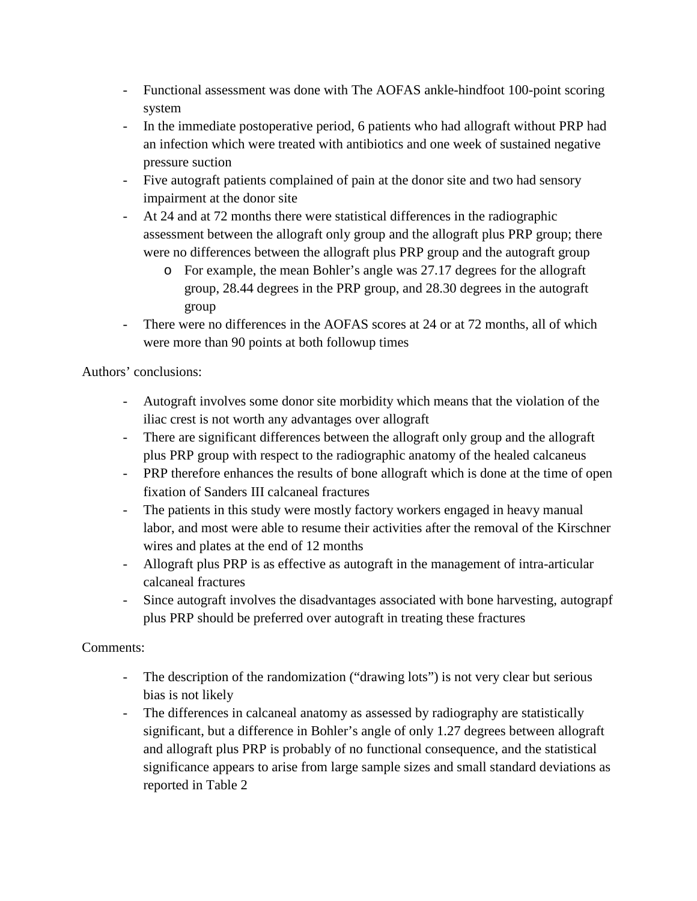- Functional assessment was done with The AOFAS ankle-hindfoot 100-point scoring system
- In the immediate postoperative period, 6 patients who had allograft without PRP had an infection which were treated with antibiotics and one week of sustained negative pressure suction
- Five autograft patients complained of pain at the donor site and two had sensory impairment at the donor site
- At 24 and at 72 months there were statistical differences in the radiographic assessment between the allograft only group and the allograft plus PRP group; there were no differences between the allograft plus PRP group and the autograft group
    - For example, the mean Bohler's angle was 27.17 degrees for the allograft group, 28.44 degrees in the PRP group, and 28.30 degrees in the autograft group
- There were no differences in the AOFAS scores at 24 or at 72 months, all of which were more than 90 points at both followup times

Authors' conclusions:

- Autograft involves some donor site morbidity which means that the violation of the iliac crest is not worth any advantages over allograft
- There are significant differences between the allograft only group and the allograft plus PRP group with respect to the radiographic anatomy of the healed calcaneus
- PRP therefore enhances the results of bone allograft which is done at the time of open fixation of Sanders III calcaneal fractures
- The patients in this study were mostly factory workers engaged in heavy manual labor, and most were able to resume their activities after the removal of the Kirschner wires and plates at the end of 12 months
- Allograft plus PRP is as effective as autograft in the management of intra-articular calcaneal fractures
- Since autograft involves the disadvantages associated with bone harvesting, autograpf plus PRP should be preferred over autograft in treating these fractures

Comments:

- The description of the randomization ("drawing lots") is not very clear but serious bias is not likely
- The differences in calcaneal anatomy as assessed by radiography are statistically significant, but a difference in Bohler's angle of only 1.27 degrees between allograft and allograft plus PRP is probably of no functional consequence, and the statistical significance appears to arise from large sample sizes and small standard deviations as reported in Table 2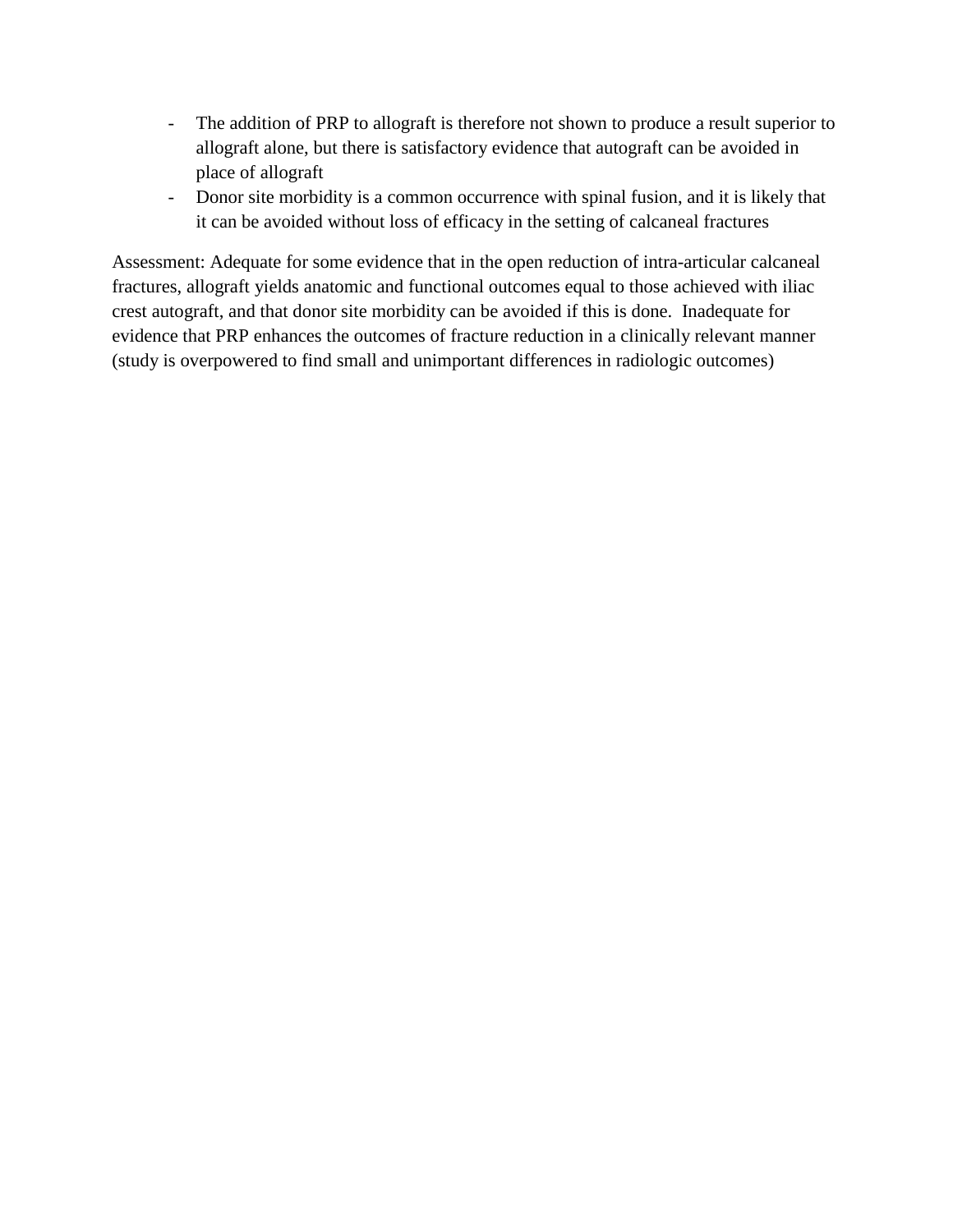- The addition of PRP to allograft is therefore not shown to produce a result superior to allograft alone, but there is satisfactory evidence that autograft can be avoided in place of allograft
- Donor site morbidity is a common occurrence with spinal fusion, and it is likely that it can be avoided without loss of efficacy in the setting of calcaneal fractures

Assessment: Adequate for some evidence that in the open reduction of intra-articular calcaneal fractures, allograft yields anatomic and functional outcomes equal to those achieved with iliac crest autograft, and that donor site morbidity can be avoided if this is done. Inadequate for evidence that PRP enhances the outcomes of fracture reduction in a clinically relevant manner (study is overpowered to find small and unimportant differences in radiologic outcomes)